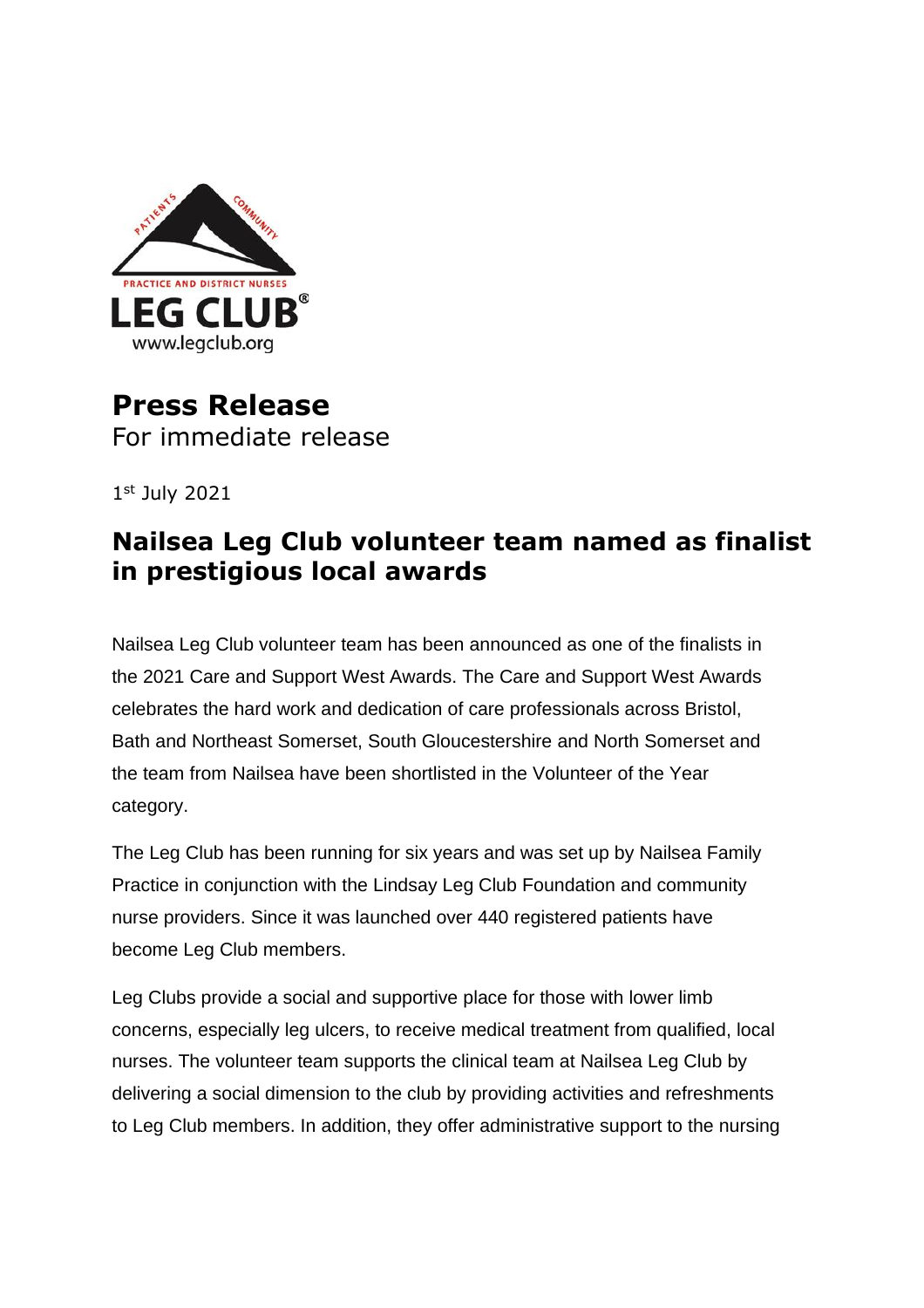PATIENTS COMMUNITY

PRACTICE AND DISTRICT NURSES

LEG CLUB®

www.legclub.org

# Press Release

For immediate release

1st July 2021

## Nailsea Leg Club volunteer team named as finalist in prestigious local awards

Nailsea Leg Club volunteer team has been announced as one of the finalists in the 2021 Care and Support West Awards. The Care and Support West Awards celebrates the hard work and dedication of care professionals across Bristol, Bath and Northeast Somerset, South Gloucestershire and North Somerset and the team from Nailsea have been shortlisted in the Volunteer of the Year category.

The Leg Club has been running for six years and was set up by Nailsea Family Practice in conjunction with the Lindsay Leg Club Foundation and community nurse providers. Since it was launched over 440 registered patients have become Leg Club members.

Leg Clubs provide a social and supportive place for those with lower limb concerns, especially leg ulcers, to receive medical treatment from qualified, local nurses. The volunteer team supports the clinical team at Nailsea Leg Club by delivering a social dimension to the club by providing activities and refreshments to Leg Club members. In addition, they offer administrative support to the nursing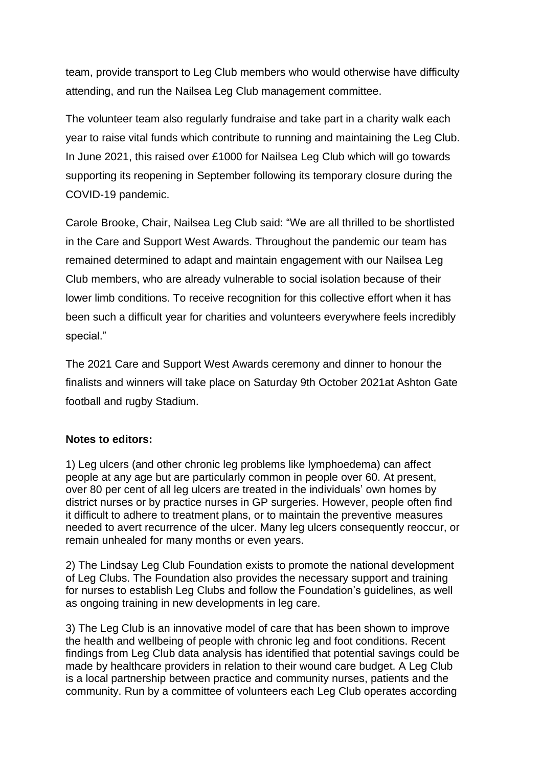team, provide transport to Leg Club members who would otherwise have difficulty attending, and run the Nailsea Leg Club management committee.

The volunteer team also regularly fundraise and take part in a charity walk each year to raise vital funds which contribute to running and maintaining the Leg Club. In June 2021, this raised over £1000 for Nailsea Leg Club which will go towards supporting its reopening in September following its temporary closure during the COVID-19 pandemic.

Carole Brooke, Chair, Nailsea Leg Club said: "We are all thrilled to be shortlisted in the Care and Support West Awards. Throughout the pandemic our team has remained determined to adapt and maintain engagement with our Nailsea Leg Club members, who are already vulnerable to social isolation because of their lower limb conditions. To receive recognition for this collective effort when it has been such a difficult year for charities and volunteers everywhere feels incredibly special."

The 2021 Care and Support West Awards ceremony and dinner to honour the finalists and winners will take place on Saturday 9th October 2021at Ashton Gate football and rugby Stadium.

**Notes to editors:**

1) Leg ulcers (and other chronic leg problems like lymphoedema) can affect people at any age but are particularly common in people over 60. At present, over 80 per cent of all leg ulcers are treated in the individuals' own homes by district nurses or by practice nurses in GP surgeries. However, people often find it difficult to adhere to treatment plans, or to maintain the preventive measures needed to avert recurrence of the ulcer. Many leg ulcers consequently reoccur, or remain unhealed for many months or even years.

2) The Lindsay Leg Club Foundation exists to promote the national development of Leg Clubs. The Foundation also provides the necessary support and training for nurses to establish Leg Clubs and follow the Foundation's guidelines, as well as ongoing training in new developments in leg care.

3) The Leg Club is an innovative model of care that has been shown to improve the health and wellbeing of people with chronic leg and foot conditions. Recent findings from Leg Club data analysis has identified that potential savings could be made by healthcare providers in relation to their wound care budget. A Leg Club is a local partnership between practice and community nurses, patients and the community. Run by a committee of volunteers each Leg Club operates according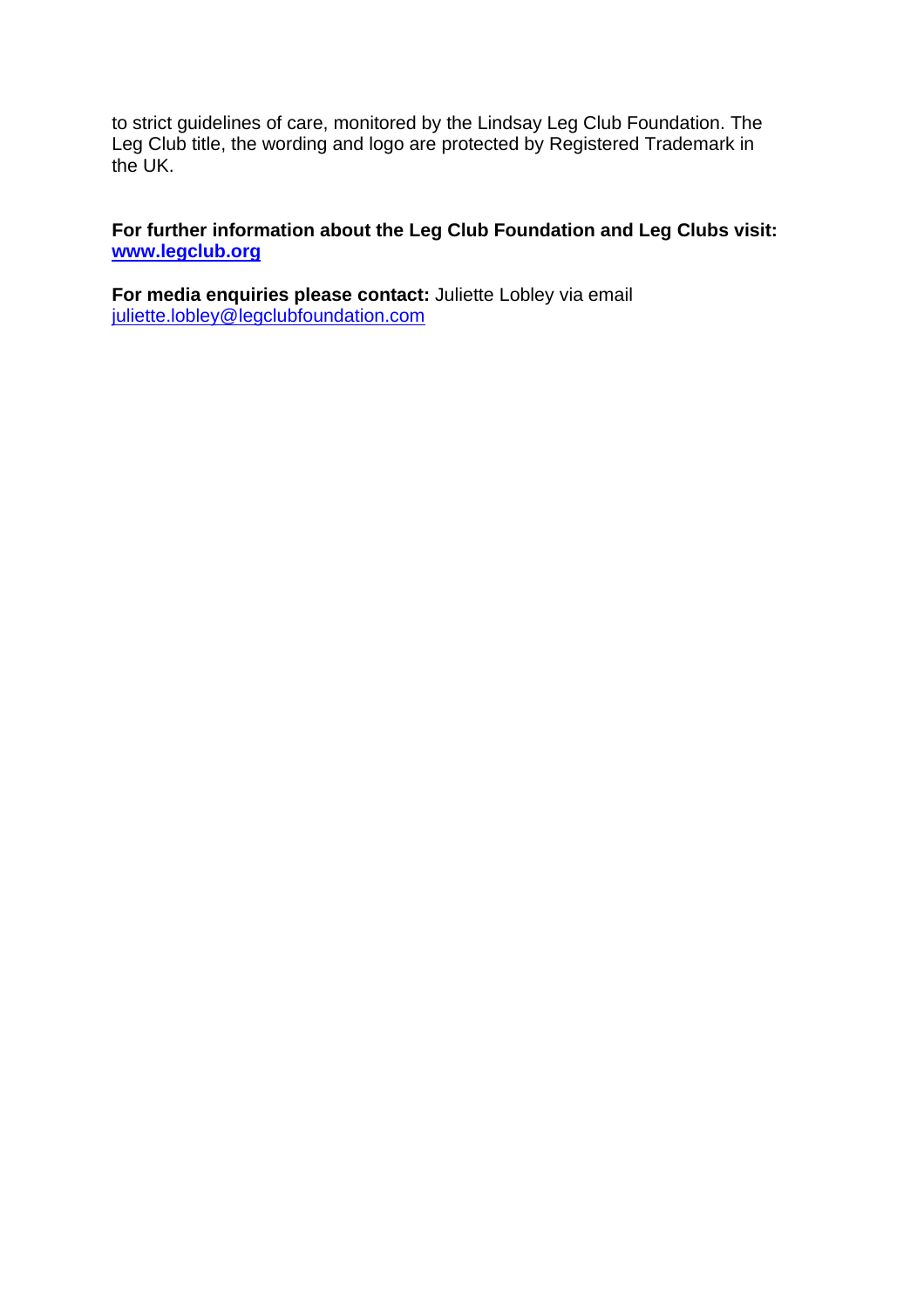to strict guidelines of care, monitored by the Lindsay Leg Club Foundation. The Leg Club title, the wording and logo are protected by Registered Trademark in the UK.

**For further information about the Leg Club Foundation and Leg Clubs visit: [www.legclub.org](http://www.legclub.org)**

**For media enquiries please contact:** Juliette Lobley via email [juliette.lobley@legclubfoundation.com](mailto:juliette.lobley@legclubfoundation.com)